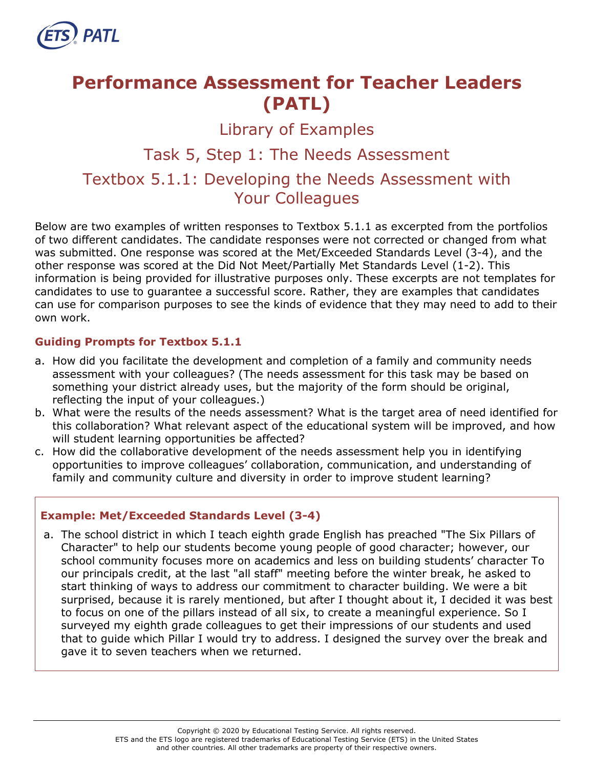# Performance Assessment for Teacher Leaders (PATL)

## Library of Examples

## Task 5, Step 1: The Needs Assessment

## Textbox 5.1.1: Developing the Needs Assessment with Your Colleagues

Below are two examples of written responses to Textbox 5.1.1 as excerpted from the portfolios of two different candidates. The candidate responses were not corrected or changed from what was submitted. One response was scored at the Met/Exceeded Standards Level (3-4), and the other response was scored at the Did Not Meet/Partially Met Standards Level (1-2). This information is being provided for illustrative purposes only. These excerpts are not templates for candidates to use to guarantee a successful score. Rather, they are examples that candidates can use for comparison purposes to see the kinds of evidence that they may need to add to their own work.

### Guiding Prompts for Textbox 5.1.1

a. How did you facilitate the development and completion of a family and community needs assessment with your colleagues? (The needs assessment for this task may be based on something your district already uses, but the majority of the form should be original, reflecting the input of your colleagues.)
b. What were the results of the needs assessment? What is the target area of need identified for this collaboration? What relevant aspect of the educational system will be improved, and how will student learning opportunities be affected?
c. How did the collaborative development of the needs assessment help you in identifying opportunities to improve colleagues' collaboration, communication, and understanding of family and community culture and diversity in order to improve student learning?

### Example: Met/Exceeded Standards Level (3-4)

a. The school district in which I teach eighth grade English has preached "The Six Pillars of Character" to help our students become young people of good character; however, our school community focuses more on academics and less on building students' character To our principals credit, at the last "all staff" meeting before the winter break, he asked to start thinking of ways to address our commitment to character building. We were a bit surprised, because it is rarely mentioned, but after I thought about it, I decided it was best to focus on one of the pillars instead of all six, to create a meaningful experience. So I surveyed my eighth grade colleagues to get their impressions of our students and used that to guide which Pillar I would try to address. I designed the survey over the break and gave it to seven teachers when we returned.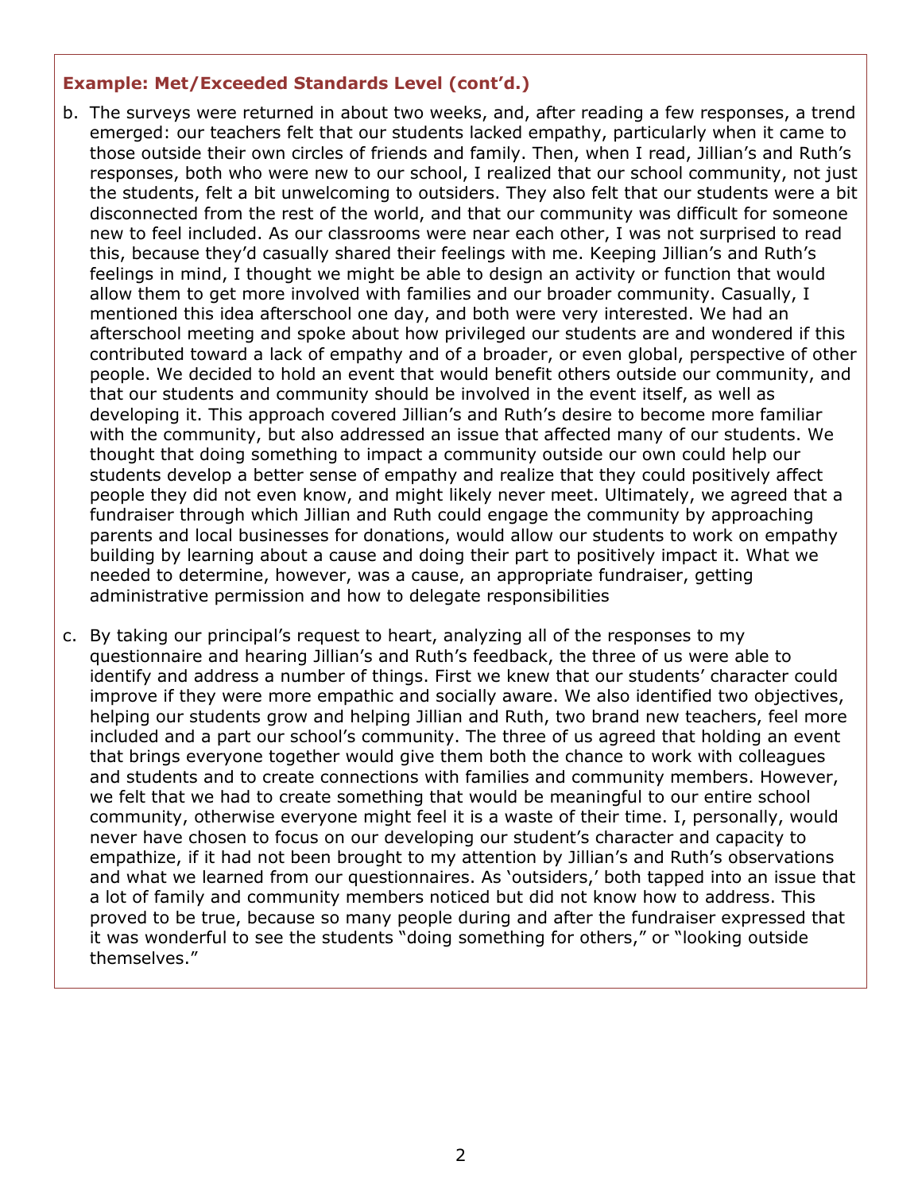**Example: Met/Exceeded Standards Level (cont'd.)**

b. The surveys were returned in about two weeks, and, after reading a few responses, a trend emerged: our teachers felt that our students lacked empathy, particularly when it came to those outside their own circles of friends and family. Then, when I read, Jillian's and Ruth's responses, both who were new to our school, I realized that our school community, not just the students, felt a bit unwelcoming to outsiders. They also felt that our students were a bit disconnected from the rest of the world, and that our community was difficult for someone new to feel included. As our classrooms were near each other, I was not surprised to read this, because they'd casually shared their feelings with me. Keeping Jillian's and Ruth's feelings in mind, I thought we might be able to design an activity or function that would allow them to get more involved with families and our broader community. Casually, I mentioned this idea afterschool one day, and both were very interested. We had an afterschool meeting and spoke about how privileged our students are and wondered if this contributed toward a lack of empathy and of a broader, or even global, perspective of other people. We decided to hold an event that would benefit others outside our community, and that our students and community should be involved in the event itself, as well as developing it. This approach covered Jillian's and Ruth's desire to become more familiar with the community, but also addressed an issue that affected many of our students. We thought that doing something to impact a community outside our own could help our students develop a better sense of empathy and realize that they could positively affect people they did not even know, and might likely never meet. Ultimately, we agreed that a fundraiser through which Jillian and Ruth could engage the community by approaching parents and local businesses for donations, would allow our students to work on empathy building by learning about a cause and doing their part to positively impact it. What we needed to determine, however, was a cause, an appropriate fundraiser, getting administrative permission and how to delegate responsibilities

c. By taking our principal's request to heart, analyzing all of the responses to my questionnaire and hearing Jillian's and Ruth's feedback, the three of us were able to identify and address a number of things. First we knew that our students' character could improve if they were more empathic and socially aware. We also identified two objectives, helping our students grow and helping Jillian and Ruth, two brand new teachers, feel more included and a part our school's community. The three of us agreed that holding an event that brings everyone together would give them both the chance to work with colleagues and students and to create connections with families and community members. However, we felt that we had to create something that would be meaningful to our entire school community, otherwise everyone might feel it is a waste of their time. I, personally, would never have chosen to focus on our developing our student's character and capacity to empathize, if it had not been brought to my attention by Jillian's and Ruth's observations and what we learned from our questionnaires. As 'outsiders,' both tapped into an issue that a lot of family and community members noticed but did not know how to address. This proved to be true, because so many people during and after the fundraiser expressed that it was wonderful to see the students "doing something for others," or "looking outside themselves."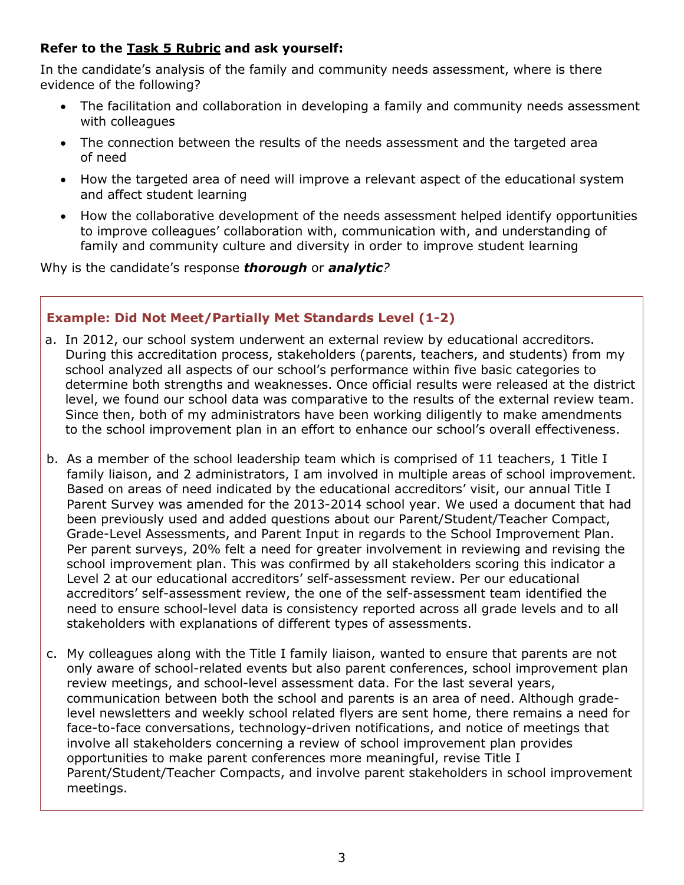**Refer to the Task 5 Rubric and ask yourself:**

In the candidate's analysis of the family and community needs assessment, where is there evidence of the following?

- The facilitation and collaboration in developing a family and community needs assessment with colleagues
- The connection between the results of the needs assessment and the targeted area of need
- How the targeted area of need will improve a relevant aspect of the educational system and affect student learning
- How the collaborative development of the needs assessment helped identify opportunities to improve colleagues' collaboration with, communication with, and understanding of family and community culture and diversity in order to improve student learning

Why is the candidate's response ***thorough*** or ***analytic****?*

**Example: Did Not Meet/Partially Met Standards Level (1-2)**

a. In 2012, our school system underwent an external review by educational accreditors. During this accreditation process, stakeholders (parents, teachers, and students) from my school analyzed all aspects of our school's performance within five basic categories to determine both strengths and weaknesses. Once official results were released at the district level, we found our school data was comparative to the results of the external review team. Since then, both of my administrators have been working diligently to make amendments to the school improvement plan in an effort to enhance our school's overall effectiveness.

b. As a member of the school leadership team which is comprised of 11 teachers, 1 Title I family liaison, and 2 administrators, I am involved in multiple areas of school improvement. Based on areas of need indicated by the educational accreditors' visit, our annual Title I Parent Survey was amended for the 2013-2014 school year. We used a document that had been previously used and added questions about our Parent/Student/Teacher Compact, Grade-Level Assessments, and Parent Input in regards to the School Improvement Plan. Per parent surveys, 20% felt a need for greater involvement in reviewing and revising the school improvement plan. This was confirmed by all stakeholders scoring this indicator a Level 2 at our educational accreditors' self-assessment review. Per our educational accreditors' self-assessment review, the one of the self-assessment team identified the need to ensure school-level data is consistency reported across all grade levels and to all stakeholders with explanations of different types of assessments.

c. My colleagues along with the Title I family liaison, wanted to ensure that parents are not only aware of school-related events but also parent conferences, school improvement plan review meetings, and school-level assessment data. For the last several years, communication between both the school and parents is an area of need. Although grade-level newsletters and weekly school related flyers are sent home, there remains a need for face-to-face conversations, technology-driven notifications, and notice of meetings that involve all stakeholders concerning a review of school improvement plan provides opportunities to make parent conferences more meaningful, revise Title I Parent/Student/Teacher Compacts, and involve parent stakeholders in school improvement meetings.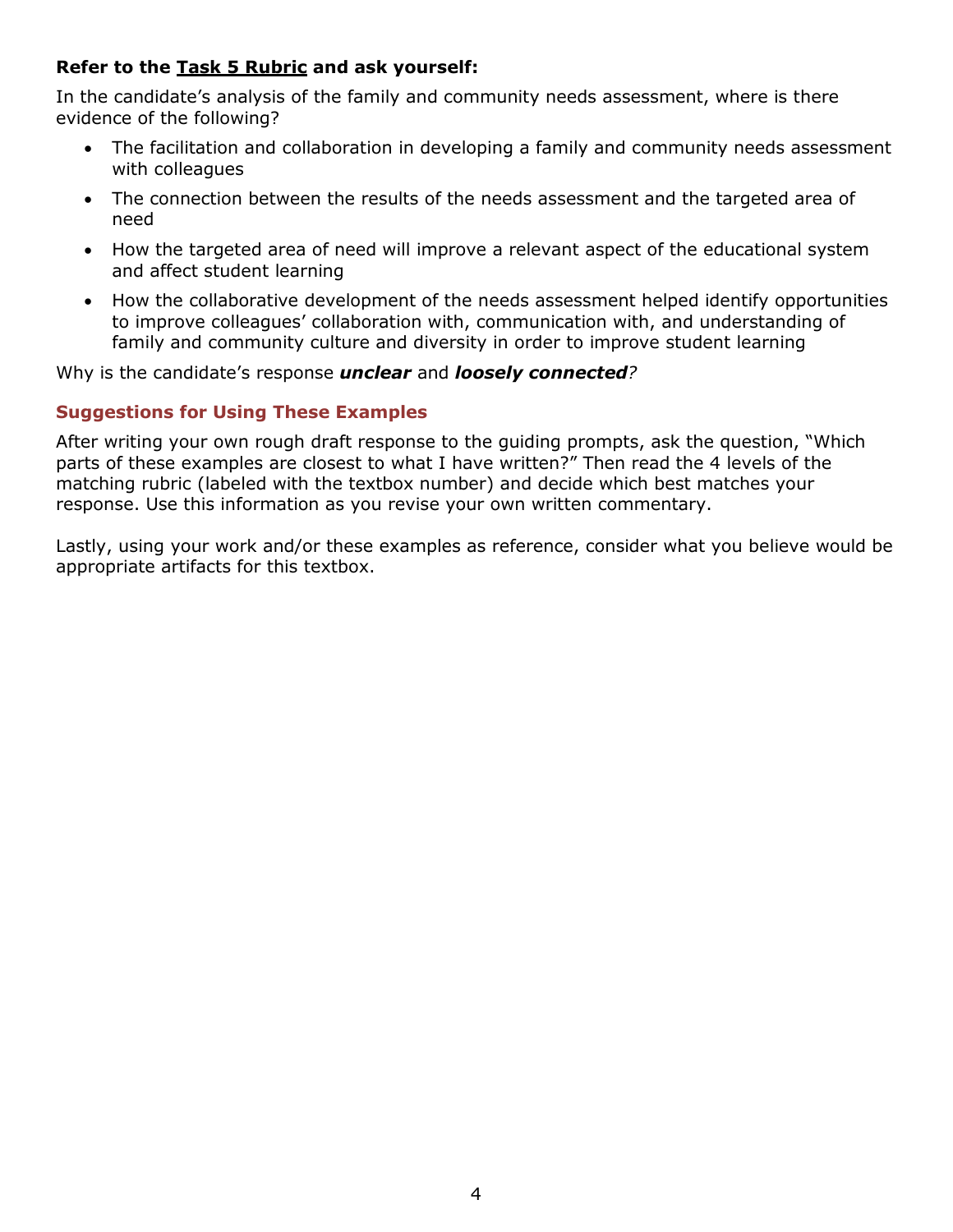**Refer to the Task 5 Rubric and ask yourself:**

In the candidate's analysis of the family and community needs assessment, where is there evidence of the following?

- The facilitation and collaboration in developing a family and community needs assessment with colleagues
- The connection between the results of the needs assessment and the targeted area of need
- How the targeted area of need will improve a relevant aspect of the educational system and affect student learning
- How the collaborative development of the needs assessment helped identify opportunities to improve colleagues' collaboration with, communication with, and understanding of family and community culture and diversity in order to improve student learning

Why is the candidate's response ***unclear*** and ***loosely connected****?*

### Suggestions for Using These Examples

After writing your own rough draft response to the guiding prompts, ask the question, "Which parts of these examples are closest to what I have written?" Then read the 4 levels of the matching rubric (labeled with the textbox number) and decide which best matches your response. Use this information as you revise your own written commentary.

Lastly, using your work and/or these examples as reference, consider what you believe would be appropriate artifacts for this textbox.